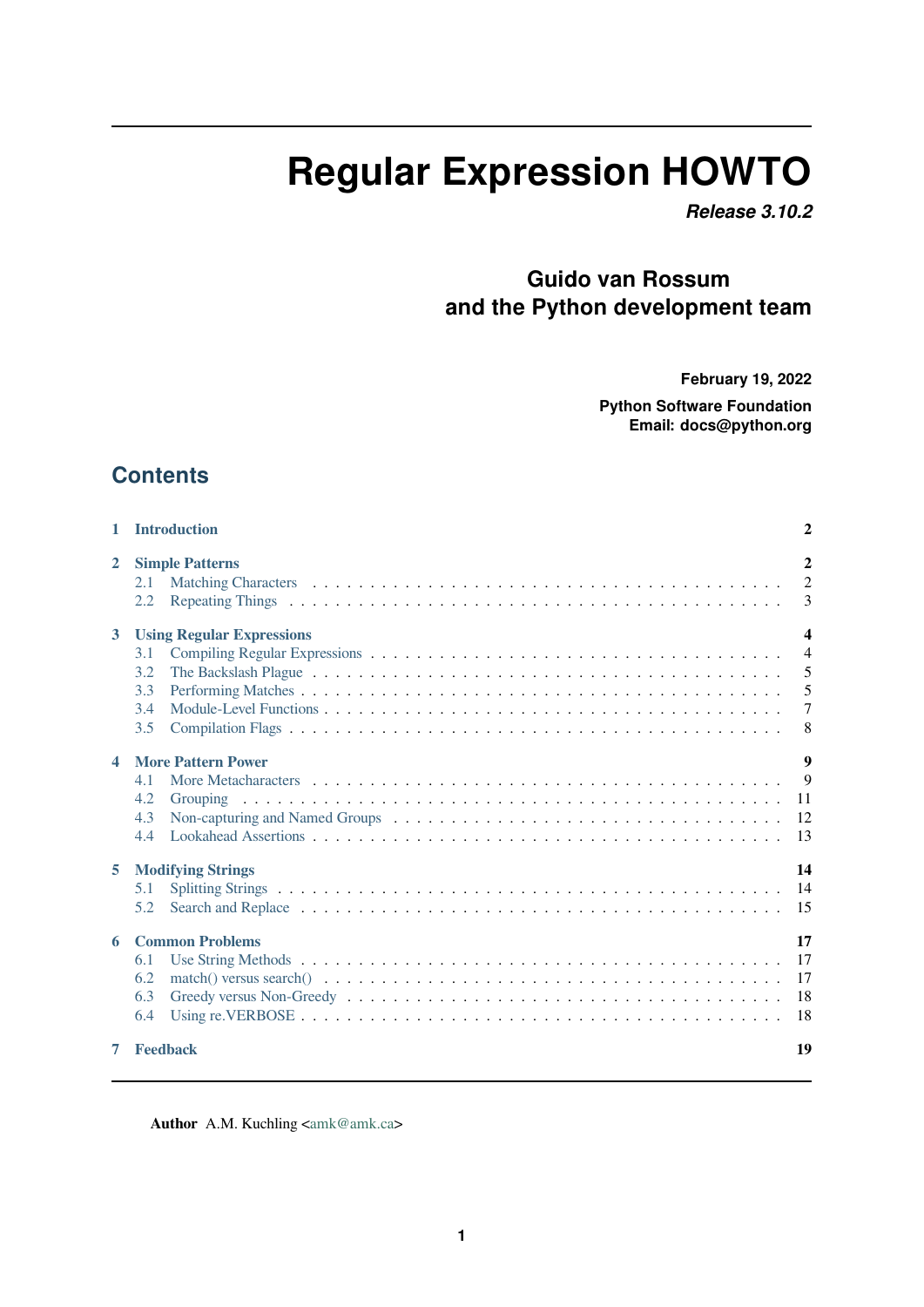# Regular Expression HOWTO

***Release 3.10.2***

**Guido van Rossum**
**and the Python development team**

**February 19, 2022**

**Python Software Foundation**
**Email: docs@python.org**

## Contents

- **1 Introduction** — 2
- **2 Simple Patterns** — 2
  - 2.1 Matching Characters — 2
  - 2.2 Repeating Things — 3
- **3 Using Regular Expressions** — 4
  - 3.1 Compiling Regular Expressions — 4
  - 3.2 The Backslash Plague — 5
  - 3.3 Performing Matches — 5
  - 3.4 Module-Level Functions — 7
  - 3.5 Compilation Flags — 8
- **4 More Pattern Power** — 9
  - 4.1 More Metacharacters — 9
  - 4.2 Grouping — 11
  - 4.3 Non-capturing and Named Groups — 12
  - 4.4 Lookahead Assertions — 13
- **5 Modifying Strings** — 14
  - 5.1 Splitting Strings — 14
  - 5.2 Search and Replace — 15
- **6 Common Problems** — 17
  - 6.1 Use String Methods — 17
  - 6.2 match() versus search() — 17
  - 6.3 Greedy versus Non-Greedy — 18
  - 6.4 Using re.VERBOSE — 18
- **7 Feedback** — 19

**Author** A.M. Kuchling <amk@amk.ca>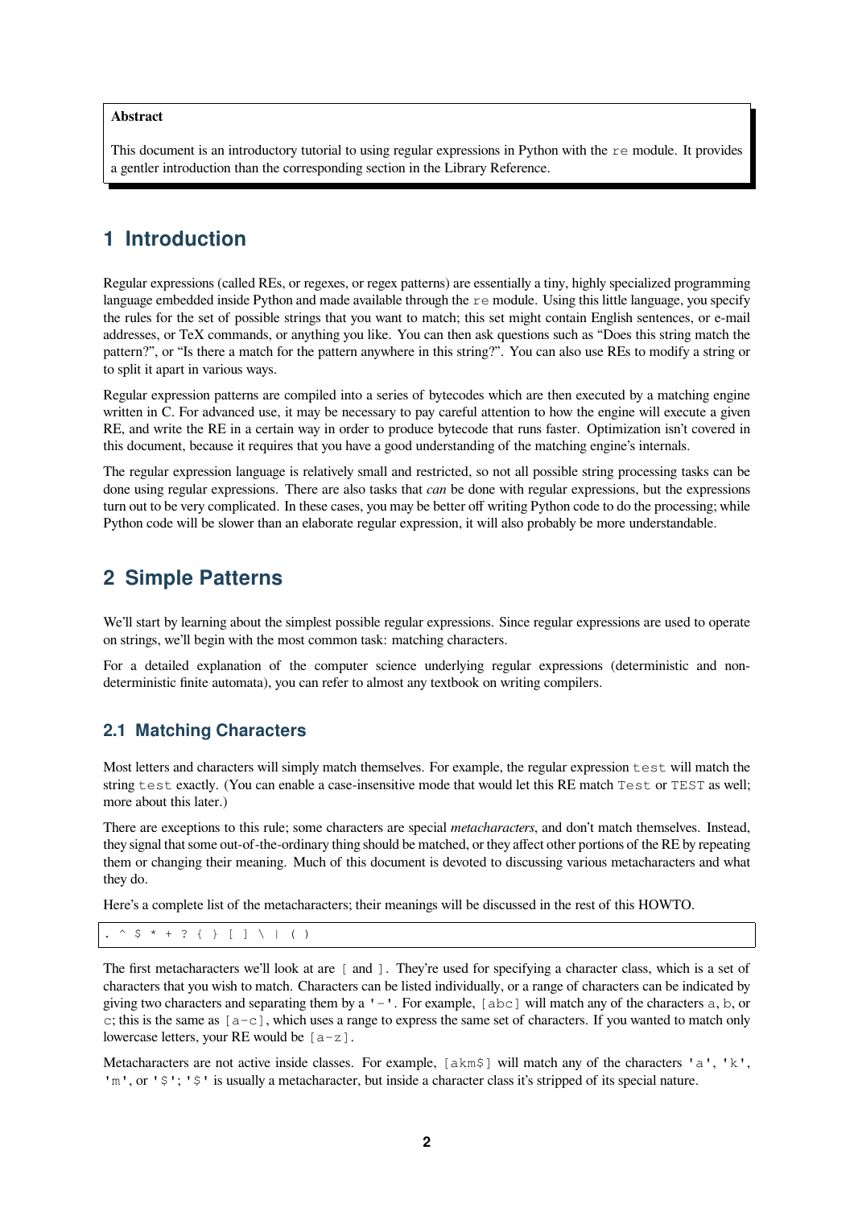**Abstract**

This document is an introductory tutorial to using regular expressions in Python with the `re` module. It provides a gentler introduction than the corresponding section in the Library Reference.

# 1 Introduction

Regular expressions (called REs, or regexes, or regex patterns) are essentially a tiny, highly specialized programming language embedded inside Python and made available through the `re` module. Using this little language, you specify the rules for the set of possible strings that you want to match; this set might contain English sentences, or e-mail addresses, or TeX commands, or anything you like. You can then ask questions such as "Does this string match the pattern?", or "Is there a match for the pattern anywhere in this string?". You can also use REs to modify a string or to split it apart in various ways.

Regular expression patterns are compiled into a series of bytecodes which are then executed by a matching engine written in C. For advanced use, it may be necessary to pay careful attention to how the engine will execute a given RE, and write the RE in a certain way in order to produce bytecode that runs faster. Optimization isn't covered in this document, because it requires that you have a good understanding of the matching engine's internals.

The regular expression language is relatively small and restricted, so not all possible string processing tasks can be done using regular expressions. There are also tasks that *can* be done with regular expressions, but the expressions turn out to be very complicated. In these cases, you may be better off writing Python code to do the processing; while Python code will be slower than an elaborate regular expression, it will also probably be more understandable.

# 2 Simple Patterns

We'll start by learning about the simplest possible regular expressions. Since regular expressions are used to operate on strings, we'll begin with the most common task: matching characters.

For a detailed explanation of the computer science underlying regular expressions (deterministic and non-deterministic finite automata), you can refer to almost any textbook on writing compilers.

## 2.1 Matching Characters

Most letters and characters will simply match themselves. For example, the regular expression `test` will match the string `test` exactly. (You can enable a case-insensitive mode that would let this RE match `Test` or `TEST` as well; more about this later.)

There are exceptions to this rule; some characters are special *metacharacters*, and don't match themselves. Instead, they signal that some out-of-the-ordinary thing should be matched, or they affect other portions of the RE by repeating them or changing their meaning. Much of this document is devoted to discussing various metacharacters and what they do.

Here's a complete list of the metacharacters; their meanings will be discussed in the rest of this HOWTO.

```
. ^ $ * + ? { } [ ] \ | ( )
```

The first metacharacters we'll look at are `[` and `]`. They're used for specifying a character class, which is a set of characters that you wish to match. Characters can be listed individually, or a range of characters can be indicated by giving two characters and separating them by a `'-'`. For example, `[abc]` will match any of the characters `a`, `b`, or `c`; this is the same as `[a-c]`, which uses a range to express the same set of characters. If you wanted to match only lowercase letters, your RE would be `[a-z]`.

Metacharacters are not active inside classes. For example, `[akm$]` will match any of the characters `'a'`, `'k'`, `'m'`, or `'$'`; `'$'` is usually a metacharacter, but inside a character class it's stripped of its special nature.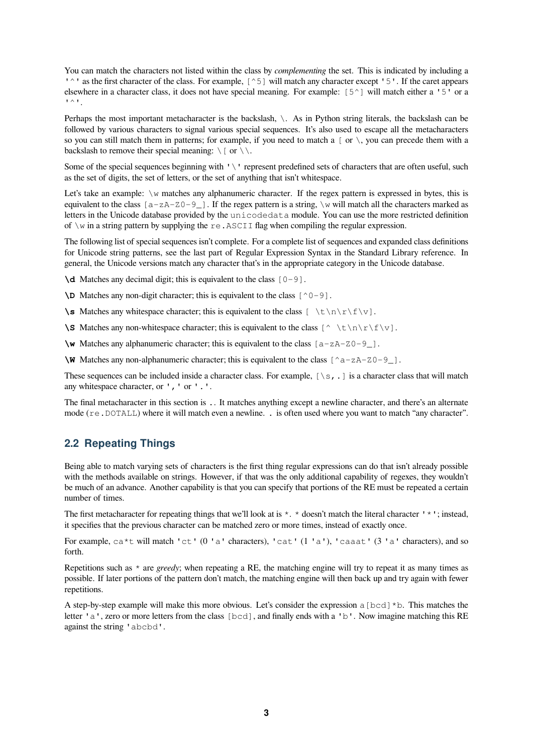You can match the characters not listed within the class by *complementing* the set. This is indicated by including a `'^'` as the first character of the class. For example, `[^5]` will match any character except `'5'`. If the caret appears elsewhere in a character class, it does not have special meaning. For example: `[5^]` will match either a `'5'` or a `'^'`.

Perhaps the most important metacharacter is the backslash, `\`. As in Python string literals, the backslash can be followed by various characters to signal various special sequences. It's also used to escape all the metacharacters so you can still match them in patterns; for example, if you need to match a `[` or `\`, you can precede them with a backslash to remove their special meaning: `\[` or `\\`.

Some of the special sequences beginning with `'\'` represent predefined sets of characters that are often useful, such as the set of digits, the set of letters, or the set of anything that isn't whitespace.

Let's take an example: `\w` matches any alphanumeric character. If the regex pattern is expressed in bytes, this is equivalent to the class `[a-zA-Z0-9_]`. If the regex pattern is a string, `\w` will match all the characters marked as letters in the Unicode database provided by the `unicodedata` module. You can use the more restricted definition of `\w` in a string pattern by supplying the `re.ASCII` flag when compiling the regular expression.

The following list of special sequences isn't complete. For a complete list of sequences and expanded class definitions for Unicode string patterns, see the last part of Regular Expression Syntax in the Standard Library reference. In general, the Unicode versions match any character that's in the appropriate category in the Unicode database.

**`\d`** Matches any decimal digit; this is equivalent to the class `[0-9]`.

**`\D`** Matches any non-digit character; this is equivalent to the class `[^0-9]`.

**`\s`** Matches any whitespace character; this is equivalent to the class `[ \t\n\r\f\v]`.

**`\S`** Matches any non-whitespace character; this is equivalent to the class `[^ \t\n\r\f\v]`.

**`\w`** Matches any alphanumeric character; this is equivalent to the class `[a-zA-Z0-9_]`.

**`\W`** Matches any non-alphanumeric character; this is equivalent to the class `[^a-zA-Z0-9_]`.

These sequences can be included inside a character class. For example, `[\s,.]` is a character class that will match any whitespace character, or `','` or `'.'`.

The final metacharacter in this section is `.`. It matches anything except a newline character, and there's an alternate mode (`re.DOTALL`) where it will match even a newline. `.` is often used where you want to match "any character".

## 2.2 Repeating Things

Being able to match varying sets of characters is the first thing regular expressions can do that isn't already possible with the methods available on strings. However, if that was the only additional capability of regexes, they wouldn't be much of an advance. Another capability is that you can specify that portions of the RE must be repeated a certain number of times.

The first metacharacter for repeating things that we'll look at is `*`. `*` doesn't match the literal character `'*'`; instead, it specifies that the previous character can be matched zero or more times, instead of exactly once.

For example, `ca*t` will match `'ct'` (0 `'a'` characters), `'cat'` (1 `'a'`), `'caaat'` (3 `'a'` characters), and so forth.

Repetitions such as `*` are *greedy*; when repeating a RE, the matching engine will try to repeat it as many times as possible. If later portions of the pattern don't match, the matching engine will then back up and try again with fewer repetitions.

A step-by-step example will make this more obvious. Let's consider the expression `a[bcd]*b`. This matches the letter `'a'`, zero or more letters from the class `[bcd]`, and finally ends with a `'b'`. Now imagine matching this RE against the string `'abcbd'`.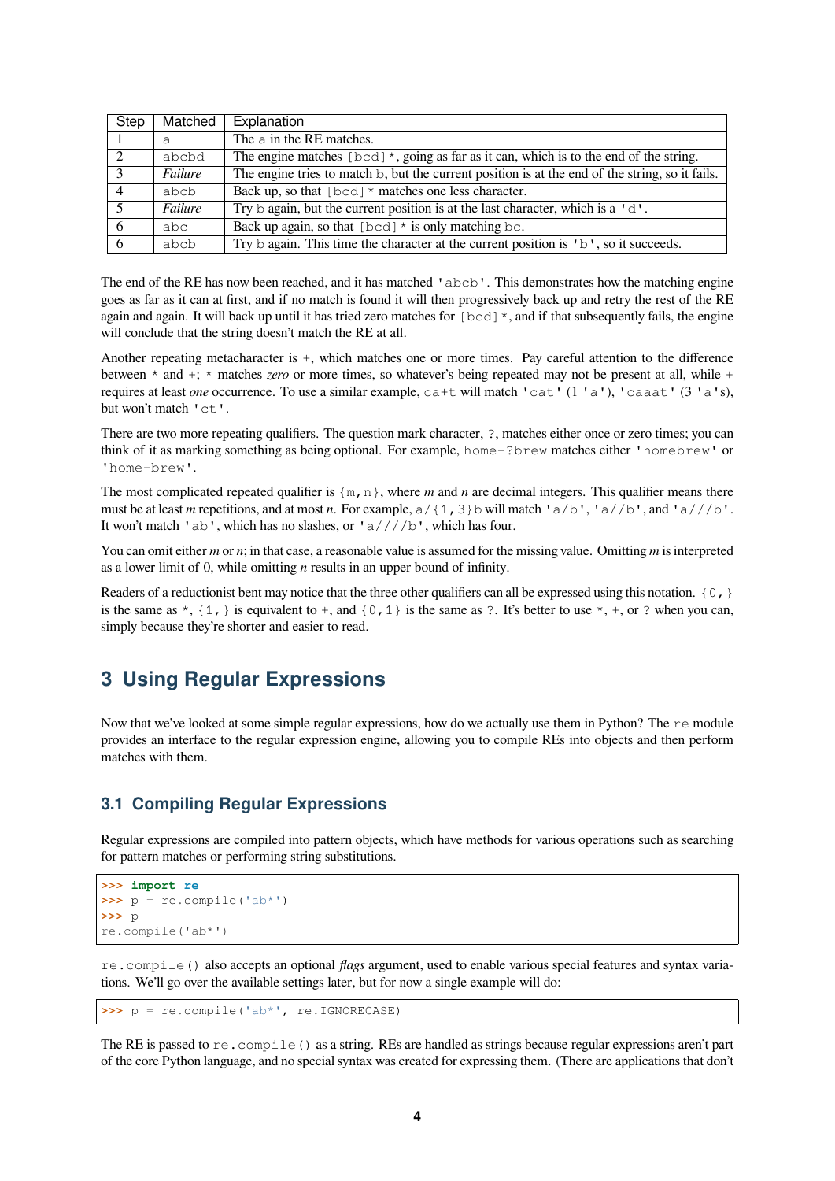| Step | Matched | Explanation |
|---|---|---|
| 1 | `a` | The `a` in the RE matches. |
| 2 | `abcbd` | The engine matches `[bcd]*`, going as far as it can, which is to the end of the string. |
| 3 | *Failure* | The engine tries to match `b`, but the current position is at the end of the string, so it fails. |
| 4 | `abcb` | Back up, so that `[bcd]*` matches one less character. |
| 5 | *Failure* | Try `b` again, but the current position is at the last character, which is a `'d'`. |
| 6 | `abc` | Back up again, so that `[bcd]*` is only matching `bc`. |
| 6 | `abcb` | Try `b` again. This time the character at the current position is `'b'`, so it succeeds. |

The end of the RE has now been reached, and it has matched `'abcb'`. This demonstrates how the matching engine goes as far as it can at first, and if no match is found it will then progressively back up and retry the rest of the RE again and again. It will back up until it has tried zero matches for `[bcd]*`, and if that subsequently fails, the engine will conclude that the string doesn't match the RE at all.

Another repeating metacharacter is `+`, which matches one or more times. Pay careful attention to the difference between `*` and `+`; `*` matches *zero* or more times, so whatever's being repeated may not be present at all, while `+` requires at least *one* occurrence. To use a similar example, `ca+t` will match `'cat'` (1 `'a'`), `'caaat'` (3 `'a'`s), but won't match `'ct'`.

There are two more repeating qualifiers. The question mark character, `?`, matches either once or zero times; you can think of it as marking something as being optional. For example, `home-?brew` matches either `'homebrew'` or `'home-brew'`.

The most complicated repeated qualifier is `{m,n}`, where *m* and *n* are decimal integers. This qualifier means there must be at least *m* repetitions, and at most *n*. For example, `a/{1,3}b` will match `'a/b'`, `'a//b'`, and `'a///b'`. It won't match `'ab'`, which has no slashes, or `'a////b'`, which has four.

You can omit either *m* or *n*; in that case, a reasonable value is assumed for the missing value. Omitting *m* is interpreted as a lower limit of 0, while omitting *n* results in an upper bound of infinity.

Readers of a reductionist bent may notice that the three other qualifiers can all be expressed using this notation. `{0,}` is the same as `*`, `{1,}` is equivalent to `+`, and `{0,1}` is the same as `?`. It's better to use `*`, `+`, or `?` when you can, simply because they're shorter and easier to read.

# 3 Using Regular Expressions

Now that we've looked at some simple regular expressions, how do we actually use them in Python? The `re` module provides an interface to the regular expression engine, allowing you to compile REs into objects and then perform matches with them.

## 3.1 Compiling Regular Expressions

Regular expressions are compiled into pattern objects, which have methods for various operations such as searching for pattern matches or performing string substitutions.

```
>>> import re
>>> p = re.compile('ab*')
>>> p
re.compile('ab*')
```

`re.compile()` also accepts an optional *flags* argument, used to enable various special features and syntax variations. We'll go over the available settings later, but for now a single example will do:

```
>>> p = re.compile('ab*', re.IGNORECASE)
```

The RE is passed to `re.compile()` as a string. REs are handled as strings because regular expressions aren't part of the core Python language, and no special syntax was created for expressing them. (There are applications that don't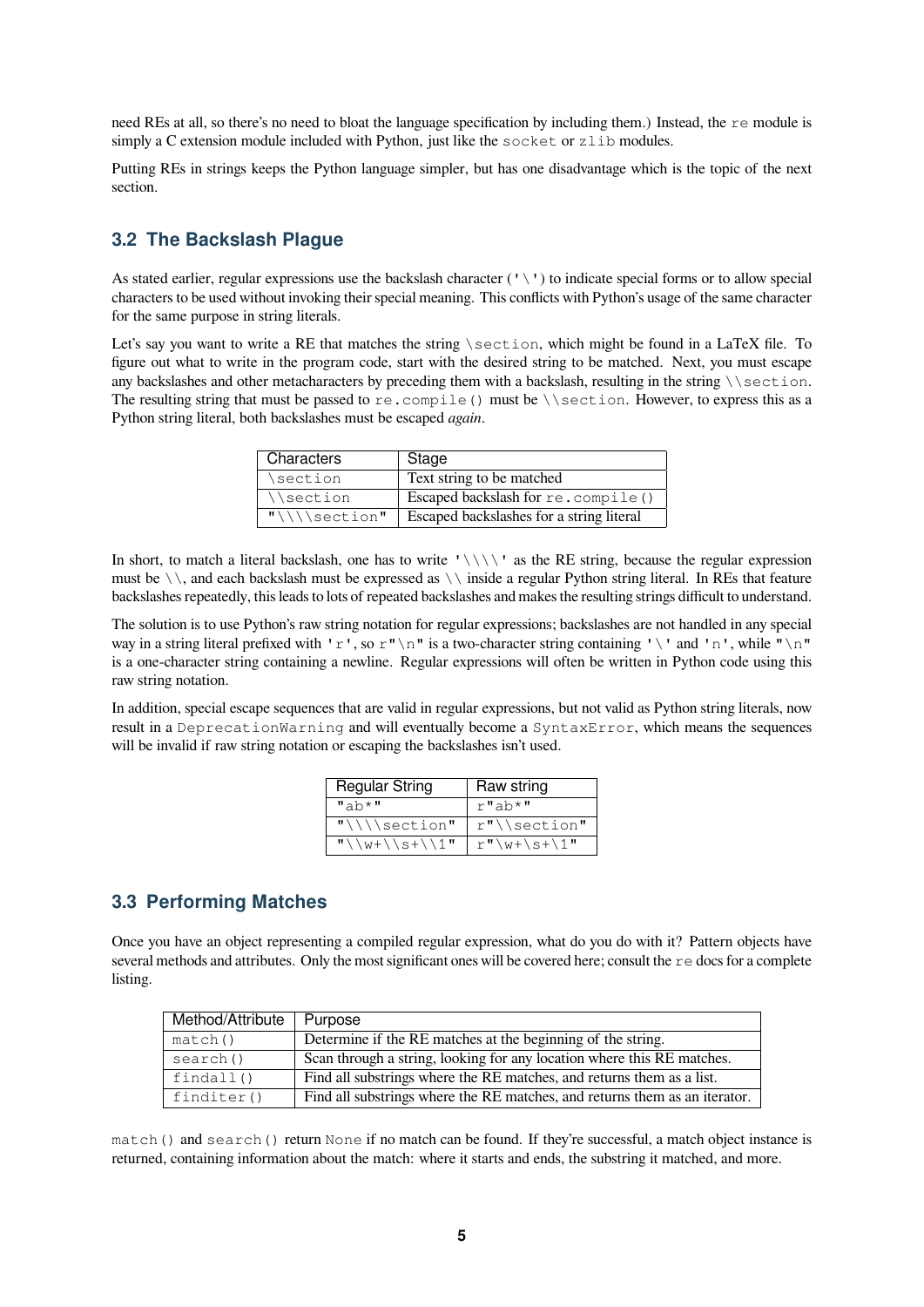need REs at all, so there's no need to bloat the language specification by including them.) Instead, the `re` module is simply a C extension module included with Python, just like the `socket` or `zlib` modules.

Putting REs in strings keeps the Python language simpler, but has one disadvantage which is the topic of the next section.

### 3.2 The Backslash Plague

As stated earlier, regular expressions use the backslash character (`'\'`) to indicate special forms or to allow special characters to be used without invoking their special meaning. This conflicts with Python's usage of the same character for the same purpose in string literals.

Let's say you want to write a RE that matches the string `\section`, which might be found in a LaTeX file. To figure out what to write in the program code, start with the desired string to be matched. Next, you must escape any backslashes and other metacharacters by preceding them with a backslash, resulting in the string `\\section`. The resulting string that must be passed to `re.compile()` must be `\\section`. However, to express this as a Python string literal, both backslashes must be escaped *again*.

| Characters | Stage |
| --- | --- |
| `\section` | Text string to be matched |
| `\\section` | Escaped backslash for `re.compile()` |
| `"\\\\section"` | Escaped backslashes for a string literal |

In short, to match a literal backslash, one has to write `'\\\\'` as the RE string, because the regular expression must be `\\`, and each backslash must be expressed as `\\` inside a regular Python string literal. In REs that feature backslashes repeatedly, this leads to lots of repeated backslashes and makes the resulting strings difficult to understand.

The solution is to use Python's raw string notation for regular expressions; backslashes are not handled in any special way in a string literal prefixed with `'r'`, so `r"\n"` is a two-character string containing `'\'` and `'n'`, while `"\n"` is a one-character string containing a newline. Regular expressions will often be written in Python code using this raw string notation.

In addition, special escape sequences that are valid in regular expressions, but not valid as Python string literals, now result in a `DeprecationWarning` and will eventually become a `SyntaxError`, which means the sequences will be invalid if raw string notation or escaping the backslashes isn't used.

| Regular String | Raw string |
| --- | --- |
| `"ab*"` | `r"ab*"` |
| `"\\\\section"` | `r"\\section"` |
| `"\\w+\\s+\\1"` | `r"\w+\s+\1"` |

### 3.3 Performing Matches

Once you have an object representing a compiled regular expression, what do you do with it? Pattern objects have several methods and attributes. Only the most significant ones will be covered here; consult the `re` docs for a complete listing.

| Method/Attribute | Purpose |
| --- | --- |
| `match()` | Determine if the RE matches at the beginning of the string. |
| `search()` | Scan through a string, looking for any location where this RE matches. |
| `findall()` | Find all substrings where the RE matches, and returns them as a list. |
| `finditer()` | Find all substrings where the RE matches, and returns them as an iterator. |

`match()` and `search()` return `None` if no match can be found. If they're successful, a match object instance is returned, containing information about the match: where it starts and ends, the substring it matched, and more.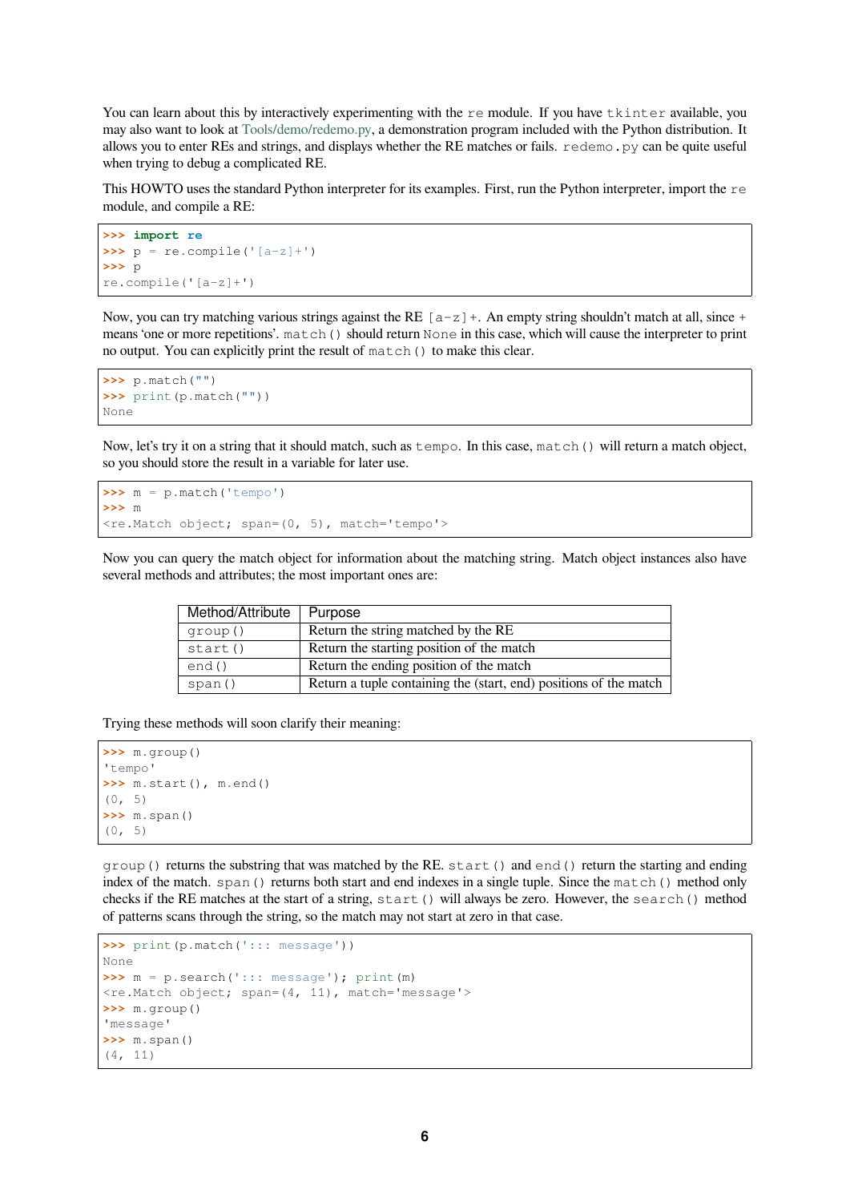You can learn about this by interactively experimenting with the `re` module. If you have `tkinter` available, you may also want to look at Tools/demo/redemo.py, a demonstration program included with the Python distribution. It allows you to enter REs and strings, and displays whether the RE matches or fails. `redemo.py` can be quite useful when trying to debug a complicated RE.

This HOWTO uses the standard Python interpreter for its examples. First, run the Python interpreter, import the `re` module, and compile a RE:

```
>>> import re
>>> p = re.compile('[a-z]+')
>>> p
re.compile('[a-z]+')
```

Now, you can try matching various strings against the RE `[a-z]+`. An empty string shouldn't match at all, since `+` means 'one or more repetitions'. `match()` should return `None` in this case, which will cause the interpreter to print no output. You can explicitly print the result of `match()` to make this clear.

```
>>> p.match("")
>>> print(p.match(""))
None
```

Now, let's try it on a string that it should match, such as `tempo`. In this case, `match()` will return a match object, so you should store the result in a variable for later use.

```
>>> m = p.match('tempo')
>>> m
<re.Match object; span=(0, 5), match='tempo'>
```

Now you can query the match object for information about the matching string. Match object instances also have several methods and attributes; the most important ones are:

| Method/Attribute | Purpose |
|---|---|
| `group()` | Return the string matched by the RE |
| `start()` | Return the starting position of the match |
| `end()` | Return the ending position of the match |
| `span()` | Return a tuple containing the (start, end) positions of the match |

Trying these methods will soon clarify their meaning:

```
>>> m.group()
'tempo'
>>> m.start(), m.end()
(0, 5)
>>> m.span()
(0, 5)
```

`group()` returns the substring that was matched by the RE. `start()` and `end()` return the starting and ending index of the match. `span()` returns both start and end indexes in a single tuple. Since the `match()` method only checks if the RE matches at the start of a string, `start()` will always be zero. However, the `search()` method of patterns scans through the string, so the match may not start at zero in that case.

```
>>> print(p.match('::: message'))
None
>>> m = p.search('::: message'); print(m)
<re.Match object; span=(4, 11), match='message'>
>>> m.group()
'message'
>>> m.span()
(4, 11)
```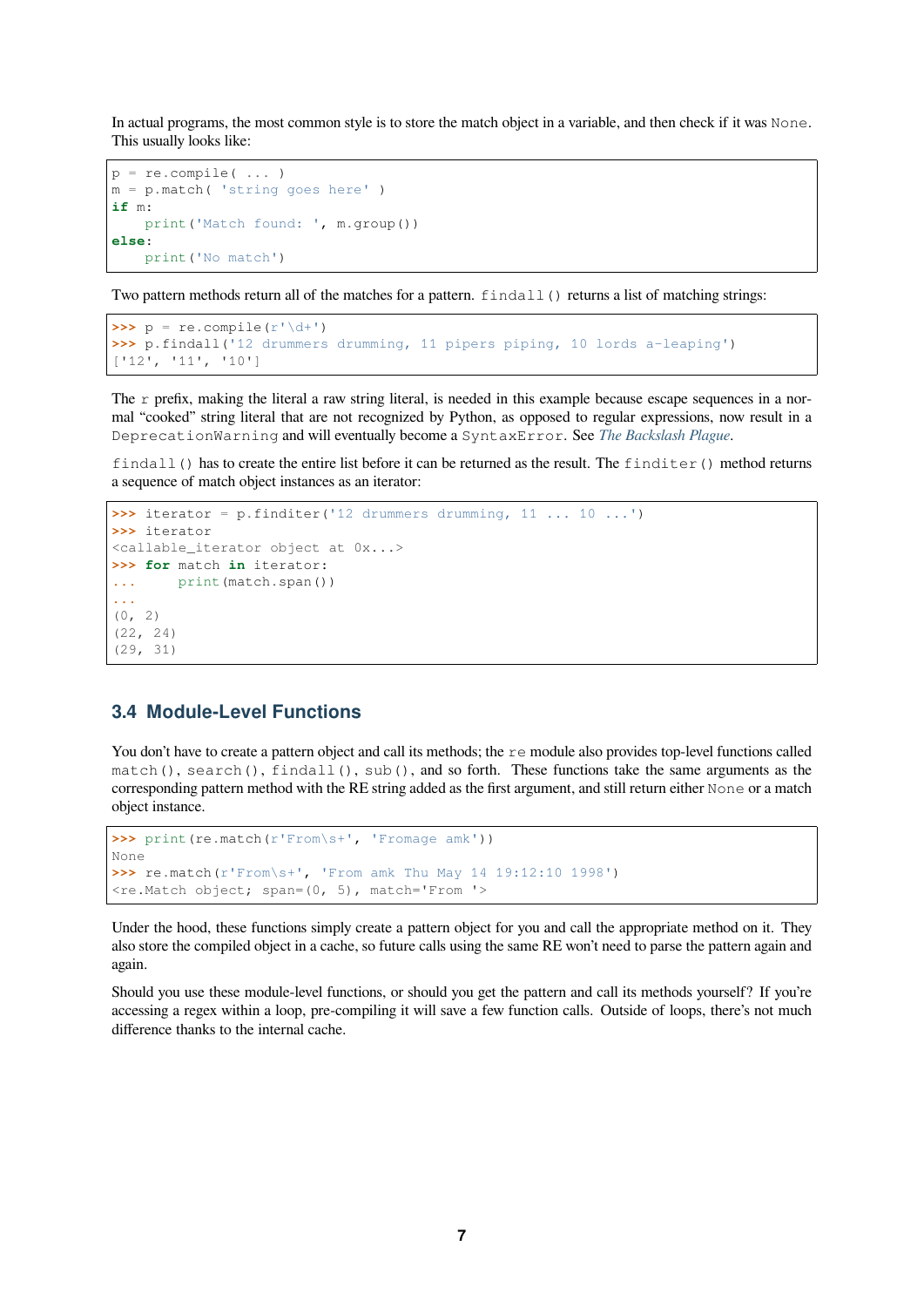In actual programs, the most common style is to store the match object in a variable, and then check if it was None. This usually looks like:

```
p = re.compile( ... )
m = p.match( 'string goes here' )
if m:
    print('Match found: ', m.group())
else:
    print('No match')
```

Two pattern methods return all of the matches for a pattern. `findall()` returns a list of matching strings:

```
>>> p = re.compile(r'\d+')
>>> p.findall('12 drummers drumming, 11 pipers piping, 10 lords a-leaping')
['12', '11', '10']
```

The `r` prefix, making the literal a raw string literal, is needed in this example because escape sequences in a normal "cooked" string literal that are not recognized by Python, as opposed to regular expressions, now result in a `DeprecationWarning` and will eventually become a `SyntaxError`. See *The Backslash Plague*.

`findall()` has to create the entire list before it can be returned as the result. The `finditer()` method returns a sequence of match object instances as an iterator:

```
>>> iterator = p.finditer('12 drummers drumming, 11 ... 10 ...')
>>> iterator
<callable_iterator object at 0x...>
>>> for match in iterator:
...     print(match.span())
...
(0, 2)
(22, 24)
(29, 31)
```

## 3.4 Module-Level Functions

You don't have to create a pattern object and call its methods; the `re` module also provides top-level functions called `match()`, `search()`, `findall()`, `sub()`, and so forth. These functions take the same arguments as the corresponding pattern method with the RE string added as the first argument, and still return either `None` or a match object instance.

```
>>> print(re.match(r'From\s+', 'Fromage amk'))
None
>>> re.match(r'From\s+', 'From amk Thu May 14 19:12:10 1998')
<re.Match object; span=(0, 5), match='From '>
```

Under the hood, these functions simply create a pattern object for you and call the appropriate method on it. They also store the compiled object in a cache, so future calls using the same RE won't need to parse the pattern again and again.

Should you use these module-level functions, or should you get the pattern and call its methods yourself? If you're accessing a regex within a loop, pre-compiling it will save a few function calls. Outside of loops, there's not much difference thanks to the internal cache.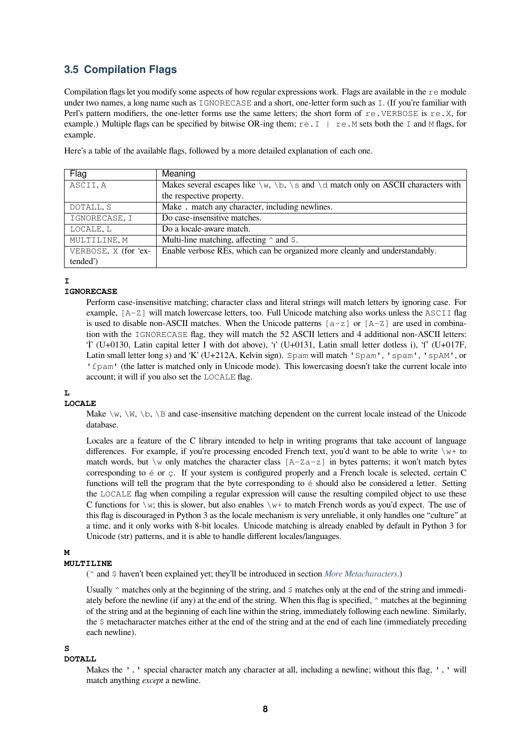### 3.5 Compilation Flags

Compilation flags let you modify some aspects of how regular expressions work. Flags are available in the `re` module under two names, a long name such as `IGNORECASE` and a short, one-letter form such as `I`. (If you're familiar with Perl's pattern modifiers, the one-letter forms use the same letters; the short form of `re.VERBOSE` is `re.X`, for example.) Multiple flags can be specified by bitwise OR-ing them; `re.I | re.M` sets both the `I` and `M` flags, for example.

Here's a table of the available flags, followed by a more detailed explanation of each one.

| Flag | Meaning |
|---|---|
| `ASCII`, `A` | Makes several escapes like `\w`, `\b`, `\s` and `\d` match only on ASCII characters with the respective property. |
| `DOTALL`, `S` | Make `.` match any character, including newlines. |
| `IGNORECASE`, `I` | Do case-insensitive matches. |
| `LOCALE`, `L` | Do a locale-aware match. |
| `MULTILINE`, `M` | Multi-line matching, affecting `^` and `$`. |
| `VERBOSE`, `X` (for 'extended') | Enable verbose REs, which can be organized more cleanly and understandably. |

**I**
**IGNORECASE**

Perform case-insensitive matching; character class and literal strings will match letters by ignoring case. For example, `[A-Z]` will match lowercase letters, too. Full Unicode matching also works unless the `ASCII` flag is used to disable non-ASCII matches. When the Unicode patterns `[a-z]` or `[A-Z]` are used in combination with the `IGNORECASE` flag, they will match the 52 ASCII letters and 4 additional non-ASCII letters: 'İ' (U+0130, Latin capital letter I with dot above), 'ı' (U+0131, Latin small letter dotless i), 'ſ' (U+017F, Latin small letter long s) and 'K' (U+212A, Kelvin sign). `Spam` will match `'Spam'`, `'spam'`, `'spAM'`, or `'ſpam'` (the latter is matched only in Unicode mode). This lowercasing doesn't take the current locale into account; it will if you also set the `LOCALE` flag.

**L**
**LOCALE**

Make `\w`, `\W`, `\b`, `\B` and case-insensitive matching dependent on the current locale instead of the Unicode database.

Locales are a feature of the C library intended to help in writing programs that take account of language differences. For example, if you're processing encoded French text, you'd want to be able to write `\w+` to match words, but `\w` only matches the character class `[A-Za-z]` in bytes patterns; it won't match bytes corresponding to `é` or `ç`. If your system is configured properly and a French locale is selected, certain C functions will tell the program that the byte corresponding to `é` should also be considered a letter. Setting the `LOCALE` flag when compiling a regular expression will cause the resulting compiled object to use these C functions for `\w`; this is slower, but also enables `\w+` to match French words as you'd expect. The use of this flag is discouraged in Python 3 as the locale mechanism is very unreliable, it only handles one "culture" at a time, and it only works with 8-bit locales. Unicode matching is already enabled by default in Python 3 for Unicode (str) patterns, and it is able to handle different locales/languages.

**M**
**MULTILINE**

(`^` and `$` haven't been explained yet; they'll be introduced in section *More Metacharacters*.)

Usually `^` matches only at the beginning of the string, and `$` matches only at the end of the string and immediately before the newline (if any) at the end of the string. When this flag is specified, `^` matches at the beginning of the string and at the beginning of each line within the string, immediately following each newline. Similarly, the `$` metacharacter matches either at the end of the string and at the end of each line (immediately preceding each newline).

**S**
**DOTALL**

Makes the `'.'` special character match any character at all, including a newline; without this flag, `'.'` will match anything *except* a newline.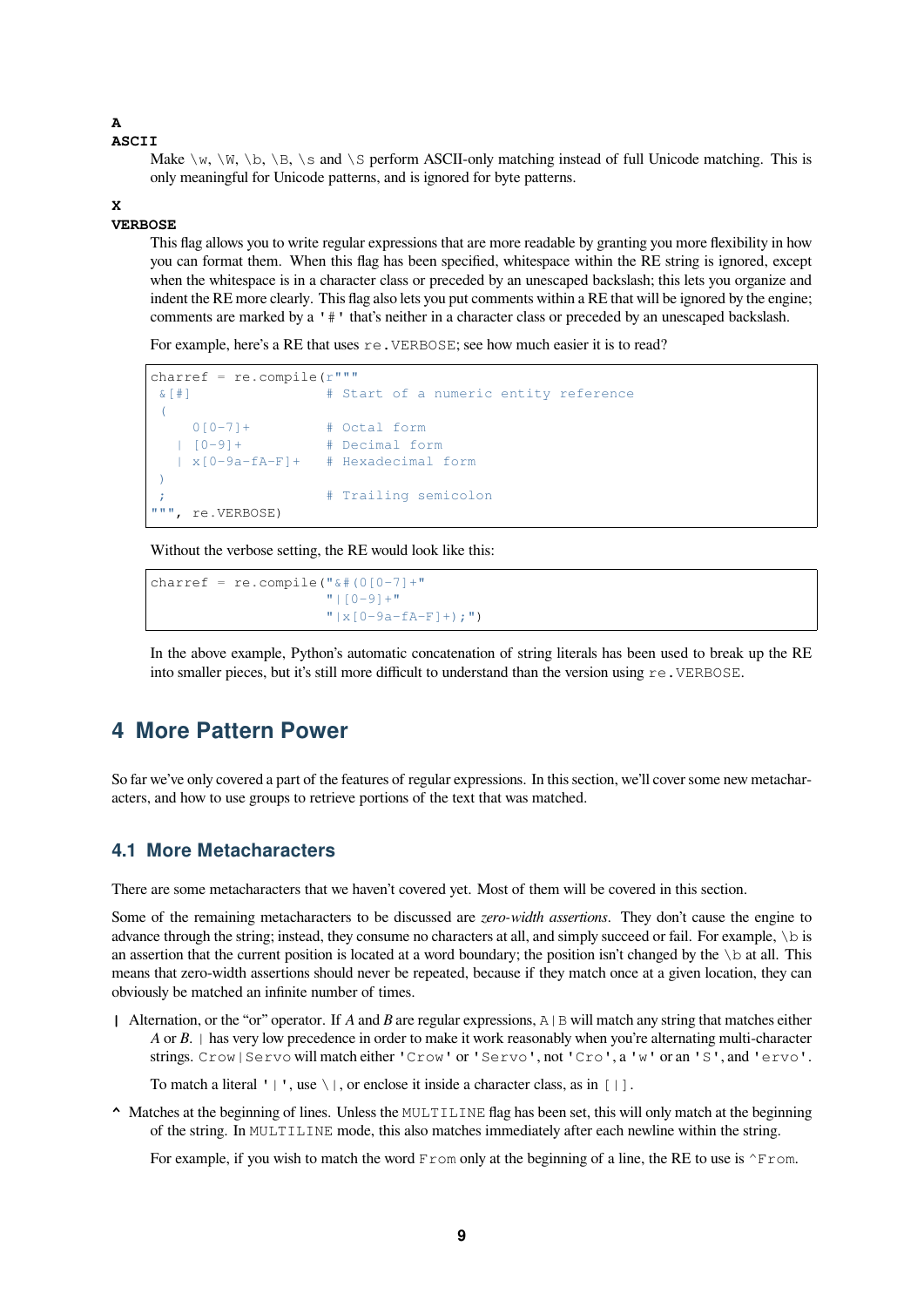**A**
**ASCII**

Make `\w`, `\W`, `\b`, `\B`, `\s` and `\S` perform ASCII-only matching instead of full Unicode matching. This is only meaningful for Unicode patterns, and is ignored for byte patterns.

**X**
**VERBOSE**

This flag allows you to write regular expressions that are more readable by granting you more flexibility in how you can format them. When this flag has been specified, whitespace within the RE string is ignored, except when the whitespace is in a character class or preceded by an unescaped backslash; this lets you organize and indent the RE more clearly. This flag also lets you put comments within a RE that will be ignored by the engine; comments are marked by a `'#'` that's neither in a character class or preceded by an unescaped backslash.

For example, here's a RE that uses `re.VERBOSE`; see how much easier it is to read?

```
charref = re.compile(r"""
 &[#]                # Start of a numeric entity reference
 (
     0[0-7]+         # Octal form
   | [0-9]+          # Decimal form
   | x[0-9a-fA-F]+   # Hexadecimal form
 )
 ;                   # Trailing semicolon
""", re.VERBOSE)
```

Without the verbose setting, the RE would look like this:

```
charref = re.compile("&#(0[0-7]+"
                     "|[0-9]+"
                     "|x[0-9a-fA-F]+);")
```

In the above example, Python's automatic concatenation of string literals has been used to break up the RE into smaller pieces, but it's still more difficult to understand than the version using `re.VERBOSE`.

# 4 More Pattern Power

So far we've only covered a part of the features of regular expressions. In this section, we'll cover some new metacharacters, and how to use groups to retrieve portions of the text that was matched.

## 4.1 More Metacharacters

There are some metacharacters that we haven't covered yet. Most of them will be covered in this section.

Some of the remaining metacharacters to be discussed are *zero-width assertions*. They don't cause the engine to advance through the string; instead, they consume no characters at all, and simply succeed or fail. For example, `\b` is an assertion that the current position is located at a word boundary; the position isn't changed by the `\b` at all. This means that zero-width assertions should never be repeated, because if they match once at a given location, they can obviously be matched an infinite number of times.

**|** Alternation, or the "or" operator. If *A* and *B* are regular expressions, `A|B` will match any string that matches either *A* or *B*. `|` has very low precedence in order to make it work reasonably when you're alternating multi-character strings. `Crow|Servo` will match either `'Crow'` or `'Servo'`, not `'Cro'`, a `'w'` or an `'S'`, and `'ervo'`.

To match a literal `'|'`, use `\|`, or enclose it inside a character class, as in `[|]`.

**^** Matches at the beginning of lines. Unless the `MULTILINE` flag has been set, this will only match at the beginning of the string. In `MULTILINE` mode, this also matches immediately after each newline within the string.

For example, if you wish to match the word `From` only at the beginning of a line, the RE to use is `^From`.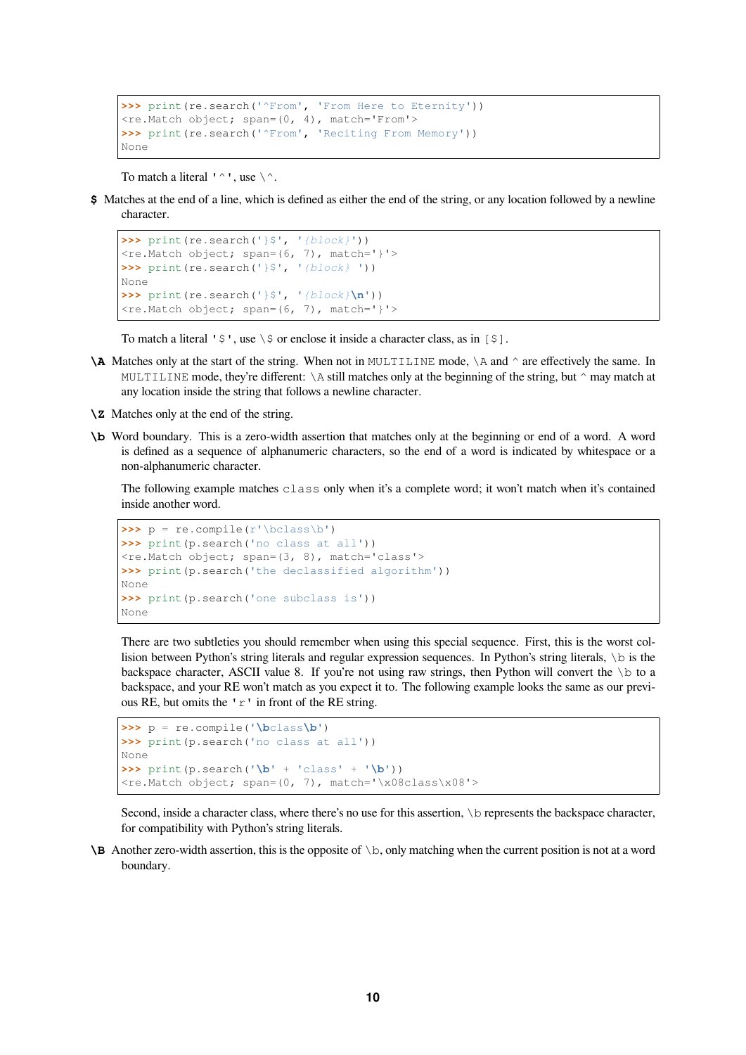```
>>> print(re.search('^From', 'From Here to Eternity'))
<re.Match object; span=(0, 4), match='From'>
>>> print(re.search('^From', 'Reciting From Memory'))
None
```

To match a literal `'^'`, use `\^`.

**$** Matches at the end of a line, which is defined as either the end of the string, or any location followed by a newline character.

```
>>> print(re.search('}$', '{block}'))
<re.Match object; span=(6, 7), match='}'>
>>> print(re.search('}$', '{block} '))
None
>>> print(re.search('}$', '{block}\n'))
<re.Match object; span=(6, 7), match='}'>
```

To match a literal `'$'`, use `\$` or enclose it inside a character class, as in `[$]`.

**\A** Matches only at the start of the string. When not in `MULTILINE` mode, `\A` and `^` are effectively the same. In `MULTILINE` mode, they're different: `\A` still matches only at the beginning of the string, but `^` may match at any location inside the string that follows a newline character.

**\Z** Matches only at the end of the string.

**\b** Word boundary. This is a zero-width assertion that matches only at the beginning or end of a word. A word is defined as a sequence of alphanumeric characters, so the end of a word is indicated by whitespace or a non-alphanumeric character.

The following example matches `class` only when it's a complete word; it won't match when it's contained inside another word.

```
>>> p = re.compile(r'\bclass\b')
>>> print(p.search('no class at all'))
<re.Match object; span=(3, 8), match='class'>
>>> print(p.search('the declassified algorithm'))
None
>>> print(p.search('one subclass is'))
None
```

There are two subtleties you should remember when using this special sequence. First, this is the worst collision between Python's string literals and regular expression sequences. In Python's string literals, `\b` is the backspace character, ASCII value 8. If you're not using raw strings, then Python will convert the `\b` to a backspace, and your RE won't match as you expect it to. The following example looks the same as our previous RE, but omits the `'r'` in front of the RE string.

```
>>> p = re.compile('\bclass\b')
>>> print(p.search('no class at all'))
None
>>> print(p.search('\b' + 'class' + '\b'))
<re.Match object; span=(0, 7), match='\x08class\x08'>
```

Second, inside a character class, where there's no use for this assertion, `\b` represents the backspace character, for compatibility with Python's string literals.

**\B** Another zero-width assertion, this is the opposite of `\b`, only matching when the current position is not at a word boundary.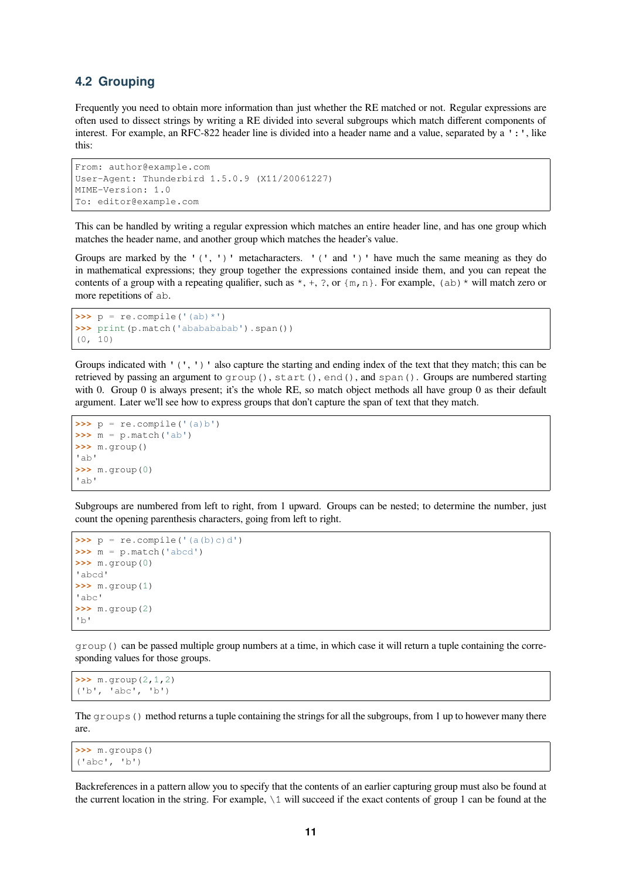## 4.2 Grouping

Frequently you need to obtain more information than just whether the RE matched or not. Regular expressions are often used to dissect strings by writing a RE divided into several subgroups which match different components of interest. For example, an RFC-822 header line is divided into a header name and a value, separated by a `':'`, like this:

```
From: author@example.com
User-Agent: Thunderbird 1.5.0.9 (X11/20061227)
MIME-Version: 1.0
To: editor@example.com
```

This can be handled by writing a regular expression which matches an entire header line, and has one group which matches the header name, and another group which matches the header's value.

Groups are marked by the `'('`, `')'` metacharacters. `'('` and `')'` have much the same meaning as they do in mathematical expressions; they group together the expressions contained inside them, and you can repeat the contents of a group with a repeating qualifier, such as `*`, `+`, `?`, or `{m,n}`. For example, `(ab)*` will match zero or more repetitions of `ab`.

```
>>> p = re.compile('(ab)*')
>>> print(p.match('ababababab').span())
(0, 10)
```

Groups indicated with `'('`, `')'` also capture the starting and ending index of the text that they match; this can be retrieved by passing an argument to `group()`, `start()`, `end()`, and `span()`. Groups are numbered starting with 0. Group 0 is always present; it's the whole RE, so match object methods all have group 0 as their default argument. Later we'll see how to express groups that don't capture the span of text that they match.

```
>>> p = re.compile('(a)b')
>>> m = p.match('ab')
>>> m.group()
'ab'
>>> m.group(0)
'ab'
```

Subgroups are numbered from left to right, from 1 upward. Groups can be nested; to determine the number, just count the opening parenthesis characters, going from left to right.

```
>>> p = re.compile('(a(b)c)d')
>>> m = p.match('abcd')
>>> m.group(0)
'abcd'
>>> m.group(1)
'abc'
>>> m.group(2)
'b'
```

`group()` can be passed multiple group numbers at a time, in which case it will return a tuple containing the corresponding values for those groups.

```
>>> m.group(2,1,2)
('b', 'abc', 'b')
```

The `groups()` method returns a tuple containing the strings for all the subgroups, from 1 up to however many there are.

```
>>> m.groups()
('abc', 'b')
```

Backreferences in a pattern allow you to specify that the contents of an earlier capturing group must also be found at the current location in the string. For example, `\1` will succeed if the exact contents of group 1 can be found at the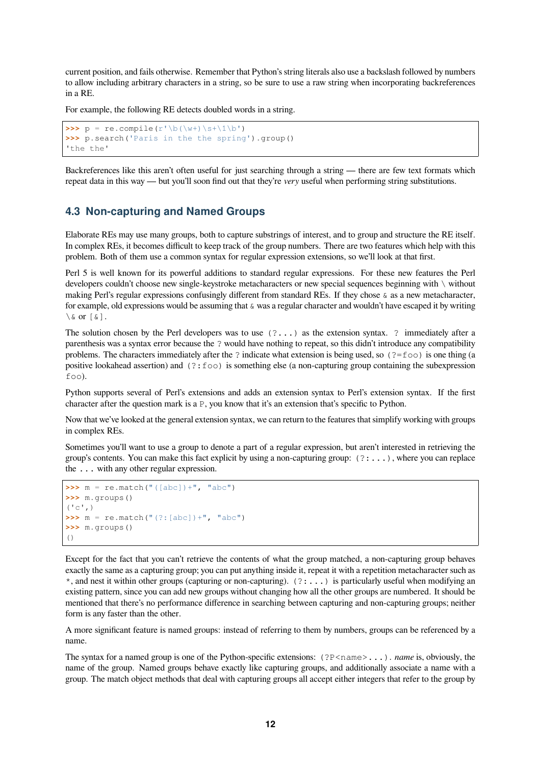current position, and fails otherwise. Remember that Python's string literals also use a backslash followed by numbers to allow including arbitrary characters in a string, so be sure to use a raw string when incorporating backreferences in a RE.

For example, the following RE detects doubled words in a string.

```
>>> p = re.compile(r'\b(\w+)\s+\1\b')
>>> p.search('Paris in the the spring').group()
'the the'
```

Backreferences like this aren't often useful for just searching through a string — there are few text formats which repeat data in this way — but you'll soon find out that they're *very* useful when performing string substitutions.

## 4.3 Non-capturing and Named Groups

Elaborate REs may use many groups, both to capture substrings of interest, and to group and structure the RE itself. In complex REs, it becomes difficult to keep track of the group numbers. There are two features which help with this problem. Both of them use a common syntax for regular expression extensions, so we'll look at that first.

Perl 5 is well known for its powerful additions to standard regular expressions. For these new features the Perl developers couldn't choose new single-keystroke metacharacters or new special sequences beginning with `\` without making Perl's regular expressions confusingly different from standard REs. If they chose `&` as a new metacharacter, for example, old expressions would be assuming that `&` was a regular character and wouldn't have escaped it by writing `\&` or `[&]`.

The solution chosen by the Perl developers was to use `(?...)` as the extension syntax. `?` immediately after a parenthesis was a syntax error because the `?` would have nothing to repeat, so this didn't introduce any compatibility problems. The characters immediately after the `?` indicate what extension is being used, so `(?=foo)` is one thing (a positive lookahead assertion) and `(?:foo)` is something else (a non-capturing group containing the subexpression `foo`).

Python supports several of Perl's extensions and adds an extension syntax to Perl's extension syntax. If the first character after the question mark is a `P`, you know that it's an extension that's specific to Python.

Now that we've looked at the general extension syntax, we can return to the features that simplify working with groups in complex REs.

Sometimes you'll want to use a group to denote a part of a regular expression, but aren't interested in retrieving the group's contents. You can make this fact explicit by using a non-capturing group: `(?:...)`, where you can replace the `...` with any other regular expression.

```
>>> m = re.match("([abc])+", "abc")
>>> m.groups()
('c',)
>>> m = re.match("(?:[abc])+", "abc")
>>> m.groups()
()
```

Except for the fact that you can't retrieve the contents of what the group matched, a non-capturing group behaves exactly the same as a capturing group; you can put anything inside it, repeat it with a repetition metacharacter such as `*`, and nest it within other groups (capturing or non-capturing). `(?:...)` is particularly useful when modifying an existing pattern, since you can add new groups without changing how all the other groups are numbered. It should be mentioned that there's no performance difference in searching between capturing and non-capturing groups; neither form is any faster than the other.

A more significant feature is named groups: instead of referring to them by numbers, groups can be referenced by a name.

The syntax for a named group is one of the Python-specific extensions: `(?P<name>...)`. *name* is, obviously, the name of the group. Named groups behave exactly like capturing groups, and additionally associate a name with a group. The match object methods that deal with capturing groups all accept either integers that refer to the group by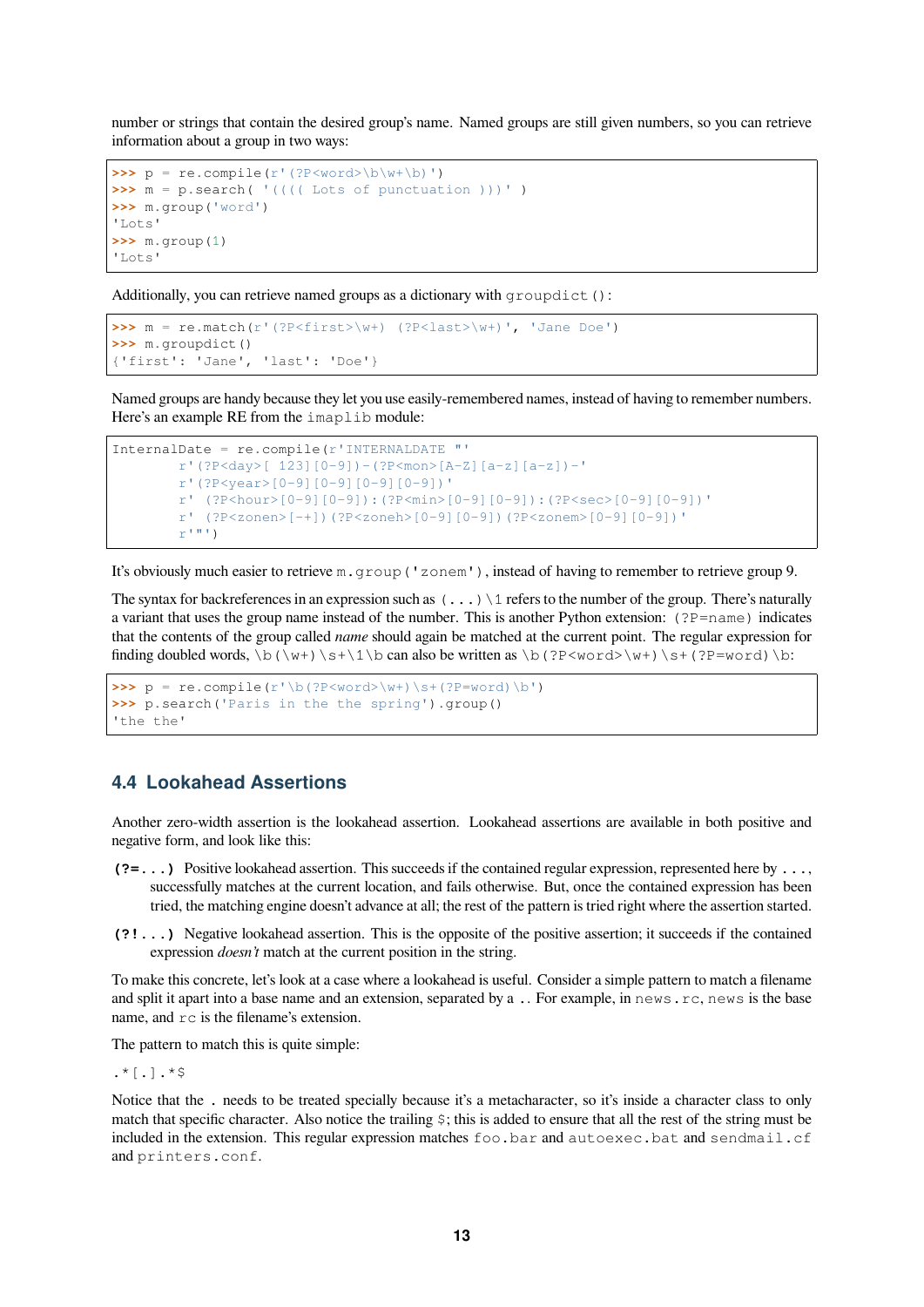number or strings that contain the desired group's name. Named groups are still given numbers, so you can retrieve information about a group in two ways:

```
>>> p = re.compile(r'(?P<word>\b\w+\b)')
>>> m = p.search( '(((( Lots of punctuation )))' )
>>> m.group('word')
'Lots'
>>> m.group(1)
'Lots'
```

Additionally, you can retrieve named groups as a dictionary with `groupdict()`:

```
>>> m = re.match(r'(?P<first>\w+) (?P<last>\w+)', 'Jane Doe')
>>> m.groupdict()
{'first': 'Jane', 'last': 'Doe'}
```

Named groups are handy because they let you use easily-remembered names, instead of having to remember numbers. Here's an example RE from the `imaplib` module:

```
InternalDate = re.compile(r'INTERNALDATE "'
        r'(?P<day>[ 123][0-9])-(?P<mon>[A-Z][a-z][a-z])-'
        r'(?P<year>[0-9][0-9][0-9][0-9])'
        r' (?P<hour>[0-9][0-9]):(?P<min>[0-9][0-9]):(?P<sec>[0-9][0-9])'
        r' (?P<zonen>[-+])(?P<zoneh>[0-9][0-9])(?P<zonem>[0-9][0-9])'
        r'"')
```

It's obviously much easier to retrieve `m.group('zonem')`, instead of having to remember to retrieve group 9.

The syntax for backreferences in an expression such as `(...)\1` refers to the number of the group. There's naturally a variant that uses the group name instead of the number. This is another Python extension: `(?P=name)` indicates that the contents of the group called *name* should again be matched at the current point. The regular expression for finding doubled words, `\b(\w+)\s+\1\b` can also be written as `\b(?P<word>\w+)\s+(?P=word)\b`:

```
>>> p = re.compile(r'\b(?P<word>\w+)\s+(?P=word)\b')
>>> p.search('Paris in the the spring').group()
'the the'
```

## 4.4 Lookahead Assertions

Another zero-width assertion is the lookahead assertion. Lookahead assertions are available in both positive and negative form, and look like this:

**`(?=...)`** Positive lookahead assertion. This succeeds if the contained regular expression, represented here by `...`, successfully matches at the current location, and fails otherwise. But, once the contained expression has been tried, the matching engine doesn't advance at all; the rest of the pattern is tried right where the assertion started.

**`(?!...)`** Negative lookahead assertion. This is the opposite of the positive assertion; it succeeds if the contained expression *doesn't* match at the current position in the string.

To make this concrete, let's look at a case where a lookahead is useful. Consider a simple pattern to match a filename and split it apart into a base name and an extension, separated by a `.`. For example, in `news.rc`, `news` is the base name, and `rc` is the filename's extension.

The pattern to match this is quite simple:

`.*[.].*$`

Notice that the `.` needs to be treated specially because it's a metacharacter, so it's inside a character class to only match that specific character. Also notice the trailing `$`; this is added to ensure that all the rest of the string must be included in the extension. This regular expression matches `foo.bar` and `autoexec.bat` and `sendmail.cf` and `printers.conf`.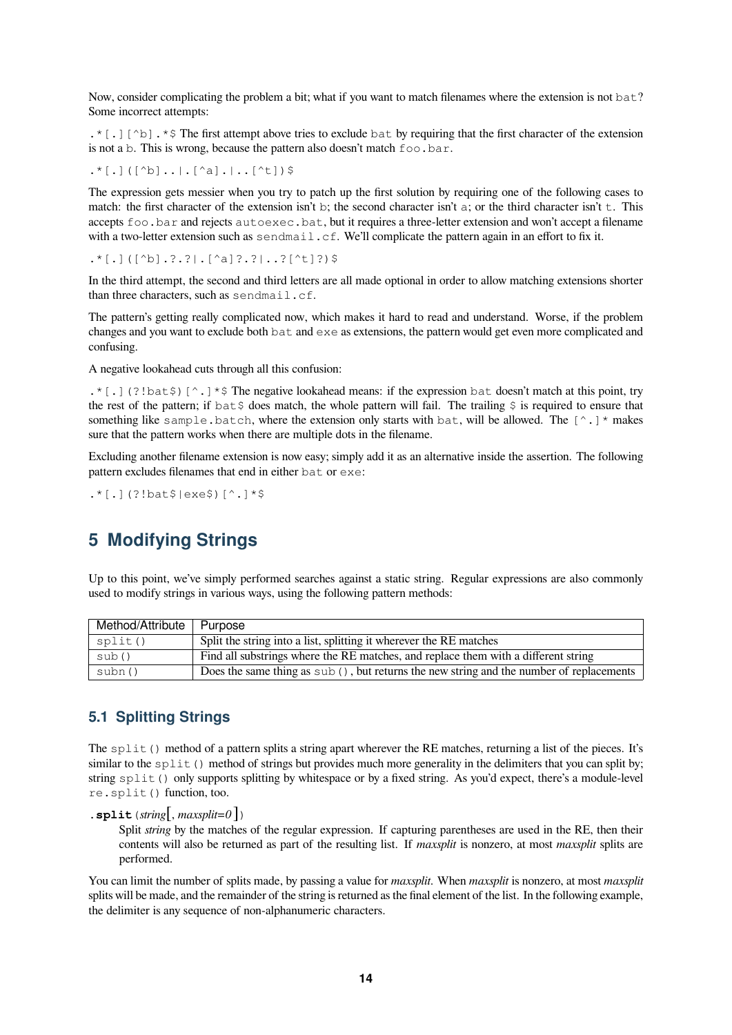Now, consider complicating the problem a bit; what if you want to match filenames where the extension is not `bat`? Some incorrect attempts:

`.*[.][^b].*$` The first attempt above tries to exclude `bat` by requiring that the first character of the extension is not a `b`. This is wrong, because the pattern also doesn't match `foo.bar`.

`.*[.]([^b]..|.[^a].|..[^t])$`

The expression gets messier when you try to patch up the first solution by requiring one of the following cases to match: the first character of the extension isn't `b`; the second character isn't `a`; or the third character isn't `t`. This accepts `foo.bar` and rejects `autoexec.bat`, but it requires a three-letter extension and won't accept a filename with a two-letter extension such as `sendmail.cf`. We'll complicate the pattern again in an effort to fix it.

`.*[.]([^b].?.?|.[^a]?.?|..?[^t]?)$`

In the third attempt, the second and third letters are all made optional in order to allow matching extensions shorter than three characters, such as `sendmail.cf`.

The pattern's getting really complicated now, which makes it hard to read and understand. Worse, if the problem changes and you want to exclude both `bat` and `exe` as extensions, the pattern would get even more complicated and confusing.

A negative lookahead cuts through all this confusion:

`.*[.](?!bat$)[^.]*$` The negative lookahead means: if the expression `bat` doesn't match at this point, try the rest of the pattern; if `bat$` does match, the whole pattern will fail. The trailing `$` is required to ensure that something like `sample.batch`, where the extension only starts with `bat`, will be allowed. The `[^.]*` makes sure that the pattern works when there are multiple dots in the filename.

Excluding another filename extension is now easy; simply add it as an alternative inside the assertion. The following pattern excludes filenames that end in either `bat` or `exe`:

`.*[.](?!bat$|exe$)[^.]*$`

# 5 Modifying Strings

Up to this point, we've simply performed searches against a static string. Regular expressions are also commonly used to modify strings in various ways, using the following pattern methods:

| Method/Attribute | Purpose |
|---|---|
| `split()` | Split the string into a list, splitting it wherever the RE matches |
| `sub()` | Find all substrings where the RE matches, and replace them with a different string |
| `subn()` | Does the same thing as `sub()`, but returns the new string and the number of replacements |

## 5.1 Splitting Strings

The `split()` method of a pattern splits a string apart wherever the RE matches, returning a list of the pieces. It's similar to the `split()` method of strings but provides much more generality in the delimiters that you can split by; string `split()` only supports splitting by whitespace or by a fixed string. As you'd expect, there's a module-level `re.split()` function, too.

**.split**(*string*[, *maxsplit=0* ])

Split *string* by the matches of the regular expression. If capturing parentheses are used in the RE, then their contents will also be returned as part of the resulting list. If *maxsplit* is nonzero, at most *maxsplit* splits are performed.

You can limit the number of splits made, by passing a value for *maxsplit*. When *maxsplit* is nonzero, at most *maxsplit* splits will be made, and the remainder of the string is returned as the final element of the list. In the following example, the delimiter is any sequence of non-alphanumeric characters.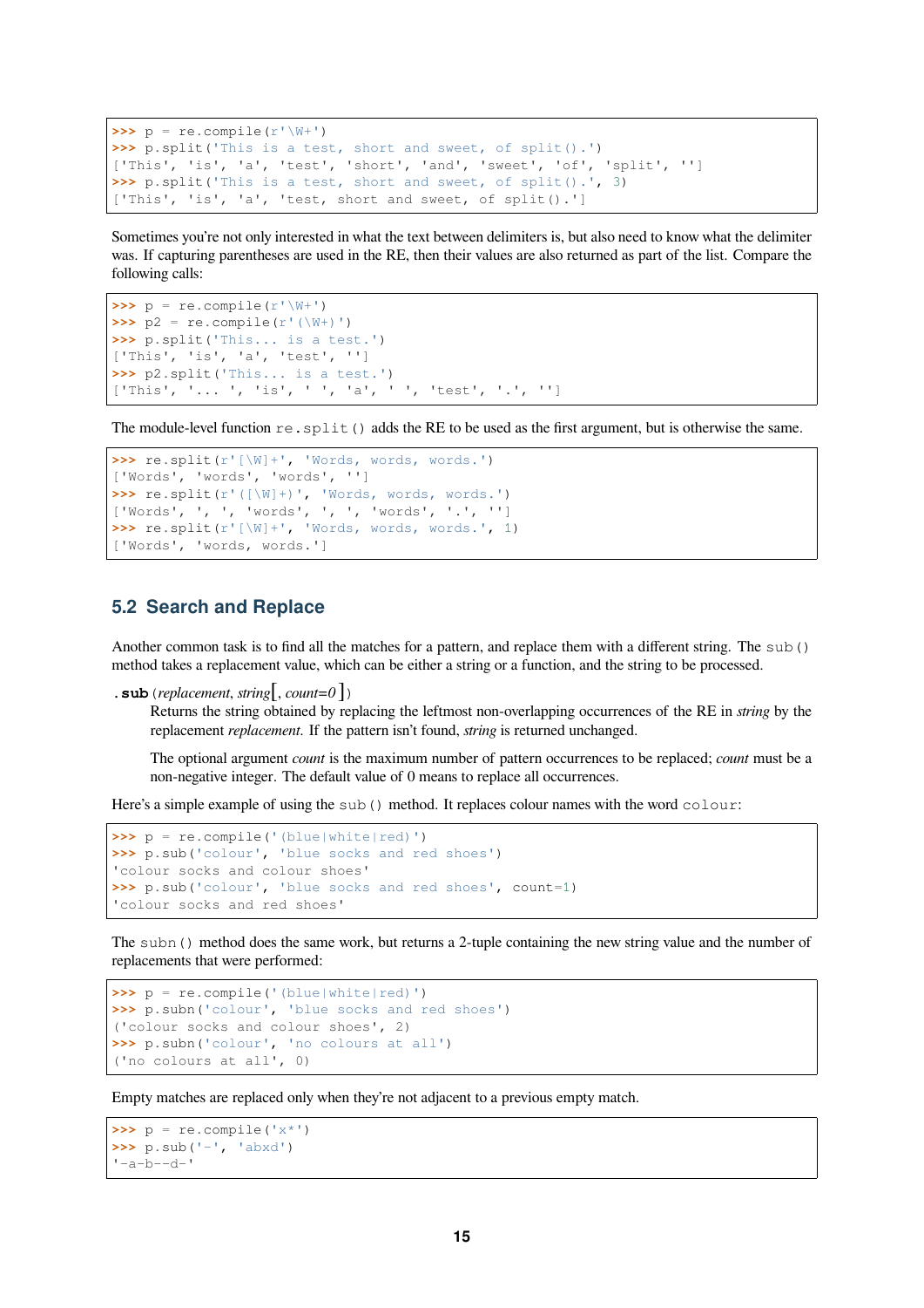```
>>> p = re.compile(r'\W+')
>>> p.split('This is a test, short and sweet, of split().')
['This', 'is', 'a', 'test', 'short', 'and', 'sweet', 'of', 'split', '']
>>> p.split('This is a test, short and sweet, of split().', 3)
['This', 'is', 'a', 'test, short and sweet, of split().']
```

Sometimes you're not only interested in what the text between delimiters is, but also need to know what the delimiter was. If capturing parentheses are used in the RE, then their values are also returned as part of the list. Compare the following calls:

```
>>> p = re.compile(r'\W+')
>>> p2 = re.compile(r'(\W+)')
>>> p.split('This... is a test.')
['This', 'is', 'a', 'test', '']
>>> p2.split('This... is a test.')
['This', '... ', 'is', ' ', 'a', ' ', 'test', '.', '']
```

The module-level function `re.split()` adds the RE to be used as the first argument, but is otherwise the same.

```
>>> re.split(r'[\W]+', 'Words, words, words.')
['Words', 'words', 'words', '']
>>> re.split(r'([\W]+)', 'Words, words, words.')
['Words', ', ', 'words', ', ', 'words', '.', '']
>>> re.split(r'[\W]+', 'Words, words, words.', 1)
['Words', 'words, words.']
```

## 5.2 Search and Replace

Another common task is to find all the matches for a pattern, and replace them with a different string. The `sub()` method takes a replacement value, which can be either a string or a function, and the string to be processed.

**.sub**(*replacement*, *string*[, *count=0*])

Returns the string obtained by replacing the leftmost non-overlapping occurrences of the RE in *string* by the replacement *replacement*. If the pattern isn't found, *string* is returned unchanged.

The optional argument *count* is the maximum number of pattern occurrences to be replaced; *count* must be a non-negative integer. The default value of 0 means to replace all occurrences.

Here's a simple example of using the `sub()` method. It replaces colour names with the word `colour`:

```
>>> p = re.compile('(blue|white|red)')
>>> p.sub('colour', 'blue socks and red shoes')
'colour socks and colour shoes'
>>> p.sub('colour', 'blue socks and red shoes', count=1)
'colour socks and red shoes'
```

The `subn()` method does the same work, but returns a 2-tuple containing the new string value and the number of replacements that were performed:

```
>>> p = re.compile('(blue|white|red)')
>>> p.subn('colour', 'blue socks and red shoes')
('colour socks and colour shoes', 2)
>>> p.subn('colour', 'no colours at all')
('no colours at all', 0)
```

Empty matches are replaced only when they're not adjacent to a previous empty match.

```
>>> p = re.compile('x*')
>>> p.sub('-', 'abxd')
'-a-b--d-'
```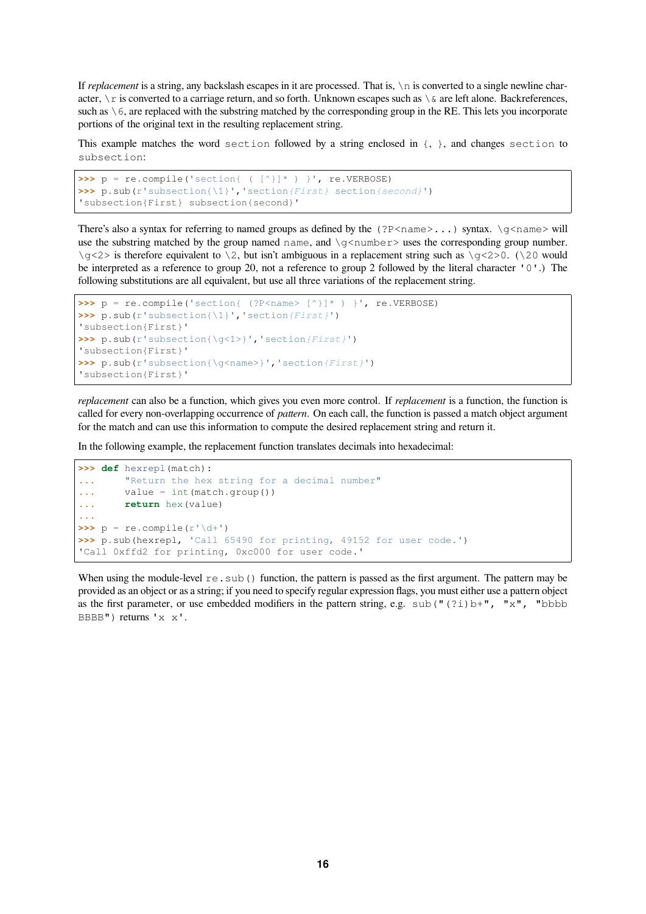If *replacement* is a string, any backslash escapes in it are processed. That is, `\n` is converted to a single newline character, `\r` is converted to a carriage return, and so forth. Unknown escapes such as `\&` are left alone. Backreferences, such as `\6`, are replaced with the substring matched by the corresponding group in the RE. This lets you incorporate portions of the original text in the resulting replacement string.

This example matches the word `section` followed by a string enclosed in `{`, `}`, and changes `section` to `subsection`:

```
>>> p = re.compile('section{ ( [^}]* ) }', re.VERBOSE)
>>> p.sub(r'subsection{\1}','section{First} section{second}')
'subsection{First} subsection{second}'
```

There's also a syntax for referring to named groups as defined by the `(?P<name>...)` syntax. `\g<name>` will use the substring matched by the group named `name`, and `\g<number>` uses the corresponding group number. `\g<2>` is therefore equivalent to `\2`, but isn't ambiguous in a replacement string such as `\g<2>0`. (`\20` would be interpreted as a reference to group 20, not a reference to group 2 followed by the literal character `'0'`.) The following substitutions are all equivalent, but use all three variations of the replacement string.

```
>>> p = re.compile('section{ (?P<name> [^}]* ) }', re.VERBOSE)
>>> p.sub(r'subsection{\1}','section{First}')
'subsection{First}'
>>> p.sub(r'subsection{\g<1>}','section{First}')
'subsection{First}'
>>> p.sub(r'subsection{\g<name>}','section{First}')
'subsection{First}'
```

*replacement* can also be a function, which gives you even more control. If *replacement* is a function, the function is called for every non-overlapping occurrence of *pattern*. On each call, the function is passed a match object argument for the match and can use this information to compute the desired replacement string and return it.

In the following example, the replacement function translates decimals into hexadecimal:

```
>>> def hexrepl(match):
...     "Return the hex string for a decimal number"
...     value = int(match.group())
...     return hex(value)
...
>>> p = re.compile(r'\d+')
>>> p.sub(hexrepl, 'Call 65490 for printing, 49152 for user code.')
'Call 0xffd2 for printing, 0xc000 for user code.'
```

When using the module-level `re.sub()` function, the pattern is passed as the first argument. The pattern may be provided as an object or as a string; if you need to specify regular expression flags, you must either use a pattern object as the first parameter, or use embedded modifiers in the pattern string, e.g. `sub("(?i)b+", "x", "bbbb BBBB")` returns `'x x'`.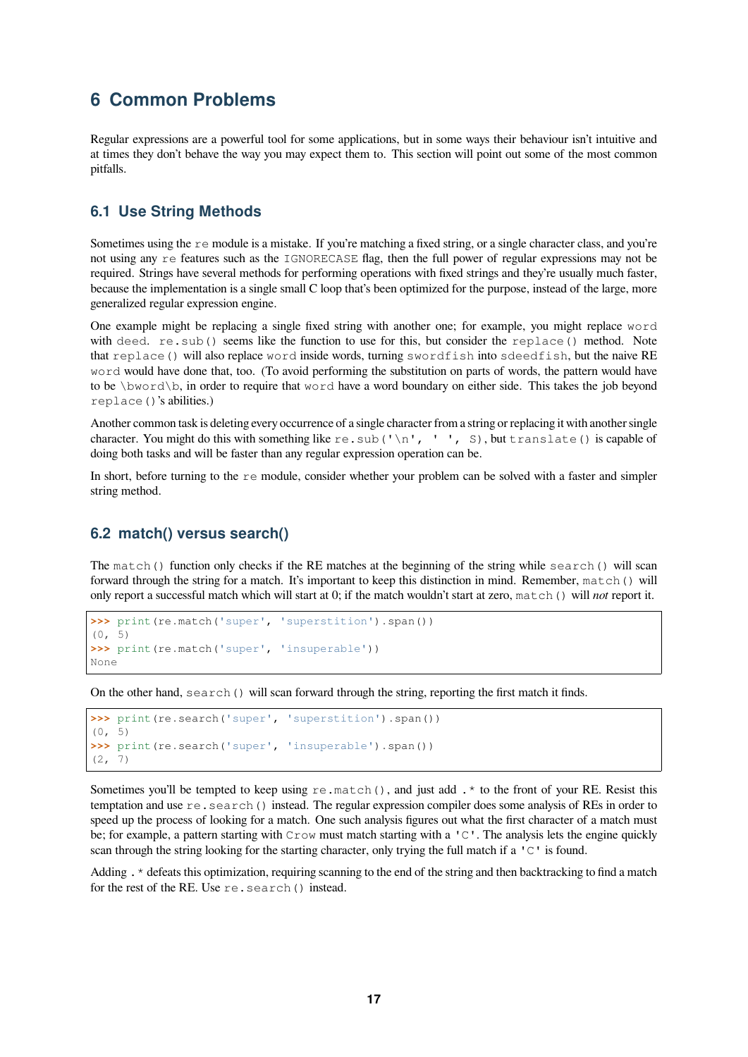## 6 Common Problems

Regular expressions are a powerful tool for some applications, but in some ways their behaviour isn't intuitive and at times they don't behave the way you may expect them to. This section will point out some of the most common pitfalls.

### 6.1 Use String Methods

Sometimes using the `re` module is a mistake. If you're matching a fixed string, or a single character class, and you're not using any `re` features such as the `IGNORECASE` flag, then the full power of regular expressions may not be required. Strings have several methods for performing operations with fixed strings and they're usually much faster, because the implementation is a single small C loop that's been optimized for the purpose, instead of the large, more generalized regular expression engine.

One example might be replacing a single fixed string with another one; for example, you might replace `word` with `deed`. `re.sub()` seems like the function to use for this, but consider the `replace()` method. Note that `replace()` will also replace `word` inside words, turning `swordfish` into `sdeedfish`, but the naive RE `word` would have done that, too. (To avoid performing the substitution on parts of words, the pattern would have to be `\bword\b`, in order to require that `word` have a word boundary on either side. This takes the job beyond `replace()`'s abilities.)

Another common task is deleting every occurrence of a single character from a string or replacing it with another single character. You might do this with something like `re.sub('\n', ' ', S)`, but `translate()` is capable of doing both tasks and will be faster than any regular expression operation can be.

In short, before turning to the `re` module, consider whether your problem can be solved with a faster and simpler string method.

### 6.2 match() versus search()

The `match()` function only checks if the RE matches at the beginning of the string while `search()` will scan forward through the string for a match. It's important to keep this distinction in mind. Remember, `match()` will only report a successful match which will start at 0; if the match wouldn't start at zero, `match()` will *not* report it.

```
>>> print(re.match('super', 'superstition').span())
(0, 5)
>>> print(re.match('super', 'insuperable'))
None
```

On the other hand, `search()` will scan forward through the string, reporting the first match it finds.

```
>>> print(re.search('super', 'superstition').span())
(0, 5)
>>> print(re.search('super', 'insuperable').span())
(2, 7)
```

Sometimes you'll be tempted to keep using `re.match()`, and just add `.*` to the front of your RE. Resist this temptation and use `re.search()` instead. The regular expression compiler does some analysis of REs in order to speed up the process of looking for a match. One such analysis figures out what the first character of a match must be; for example, a pattern starting with `Crow` must match starting with a `'C'`. The analysis lets the engine quickly scan through the string looking for the starting character, only trying the full match if a `'C'` is found.

Adding `.*` defeats this optimization, requiring scanning to the end of the string and then backtracking to find a match for the rest of the RE. Use `re.search()` instead.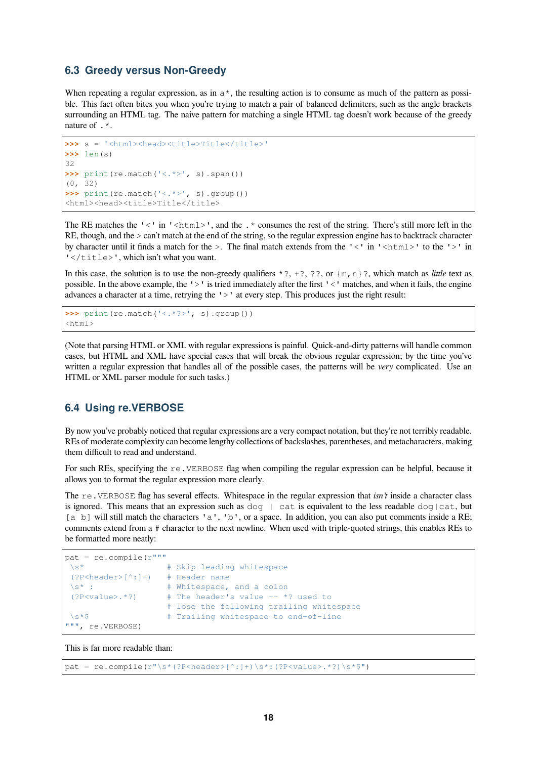## 6.3 Greedy versus Non-Greedy

When repeating a regular expression, as in `a*`, the resulting action is to consume as much of the pattern as possible. This fact often bites you when you're trying to match a pair of balanced delimiters, such as the angle brackets surrounding an HTML tag. The naive pattern for matching a single HTML tag doesn't work because of the greedy nature of `.*`.

```
>>> s = '<html><head><title>Title</title>'
>>> len(s)
32
>>> print(re.match('<.*>', s).span())
(0, 32)
>>> print(re.match('<.*>', s).group())
<html><head><title>Title</title>
```

The RE matches the `'<'` in `'<html>'`, and the `.*` consumes the rest of the string. There's still more left in the RE, though, and the > can't match at the end of the string, so the regular expression engine has to backtrack character by character until it finds a match for the >. The final match extends from the `'<'` in `'<html>'` to the `'>'` in `'</title>'`, which isn't what you want.

In this case, the solution is to use the non-greedy qualifiers `*?`, `+?`, `??`, or `{m,n}?`, which match as *little* text as possible. In the above example, the `'>'` is tried immediately after the first `'<'` matches, and when it fails, the engine advances a character at a time, retrying the `'>'` at every step. This produces just the right result:

```
>>> print(re.match('<.*?>', s).group())
<html>
```

(Note that parsing HTML or XML with regular expressions is painful. Quick-and-dirty patterns will handle common cases, but HTML and XML have special cases that will break the obvious regular expression; by the time you've written a regular expression that handles all of the possible cases, the patterns will be *very* complicated. Use an HTML or XML parser module for such tasks.)

## 6.4 Using re.VERBOSE

By now you've probably noticed that regular expressions are a very compact notation, but they're not terribly readable. REs of moderate complexity can become lengthy collections of backslashes, parentheses, and metacharacters, making them difficult to read and understand.

For such REs, specifying the `re.VERBOSE` flag when compiling the regular expression can be helpful, because it allows you to format the regular expression more clearly.

The `re.VERBOSE` flag has several effects. Whitespace in the regular expression that *isn't* inside a character class is ignored. This means that an expression such as `dog | cat` is equivalent to the less readable `dog|cat`, but `[a b]` will still match the characters `'a'`, `'b'`, or a space. In addition, you can also put comments inside a RE; comments extend from a `#` character to the next newline. When used with triple-quoted strings, this enables REs to be formatted more neatly:

```
pat = re.compile(r"""
 \s*                 # Skip leading whitespace
 (?P<header>[^:]+)   # Header name
 \s* :               # Whitespace, and a colon
 (?P<value>.*?)      # The header's value -- *? used to
                     # lose the following trailing whitespace
 \s*$                # Trailing whitespace to end-of-line
""", re.VERBOSE)
```

This is far more readable than:

```
pat = re.compile(r"\s*(?P<header>[^:]+)\s*:(?P<value>.*?)\s*$")
```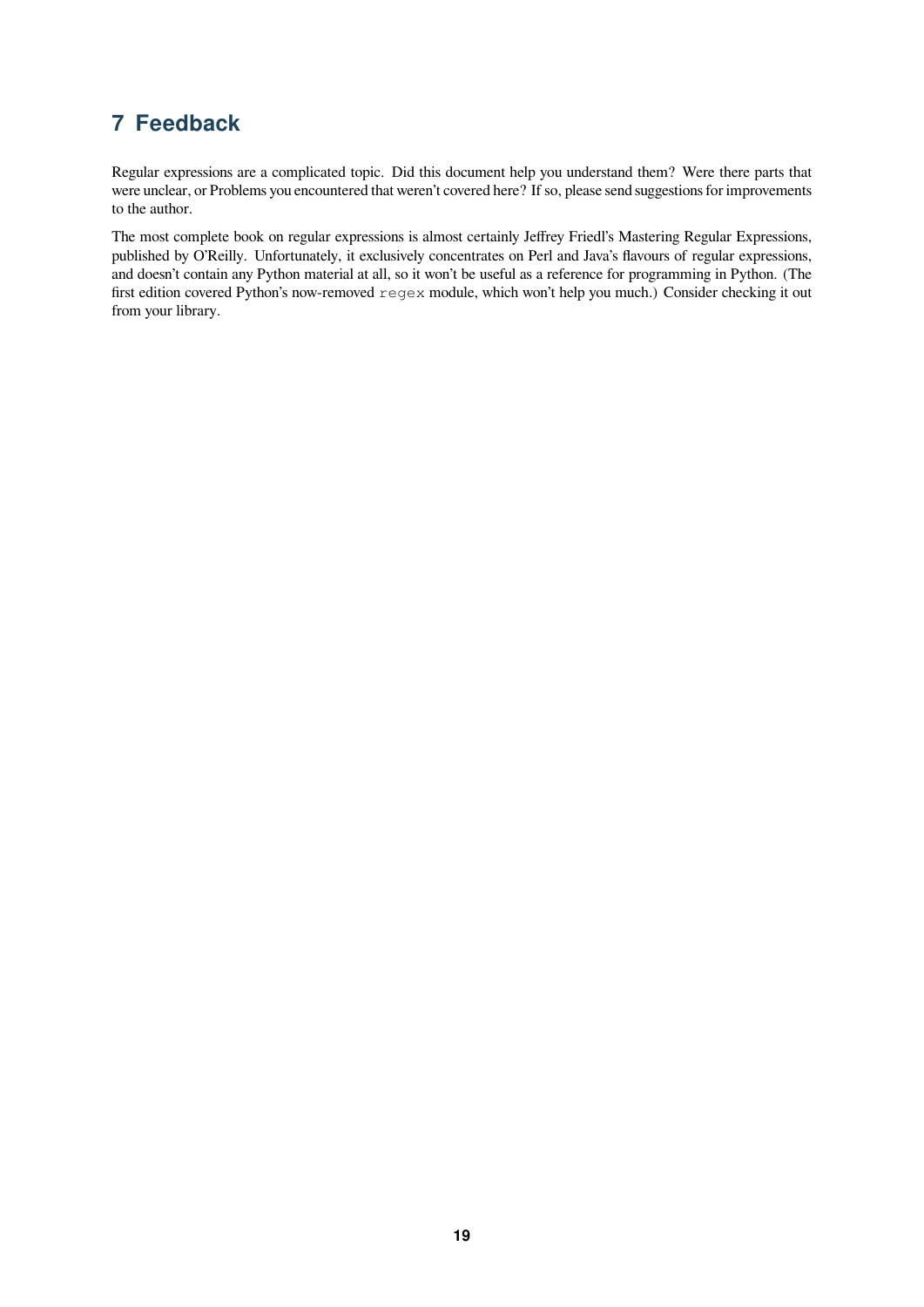## 7 Feedback

Regular expressions are a complicated topic. Did this document help you understand them? Were there parts that were unclear, or Problems you encountered that weren't covered here? If so, please send suggestions for improvements to the author.

The most complete book on regular expressions is almost certainly Jeffrey Friedl's Mastering Regular Expressions, published by O'Reilly. Unfortunately, it exclusively concentrates on Perl and Java's flavours of regular expressions, and doesn't contain any Python material at all, so it won't be useful as a reference for programming in Python. (The first edition covered Python's now-removed `regex` module, which won't help you much.) Consider checking it out from your library.